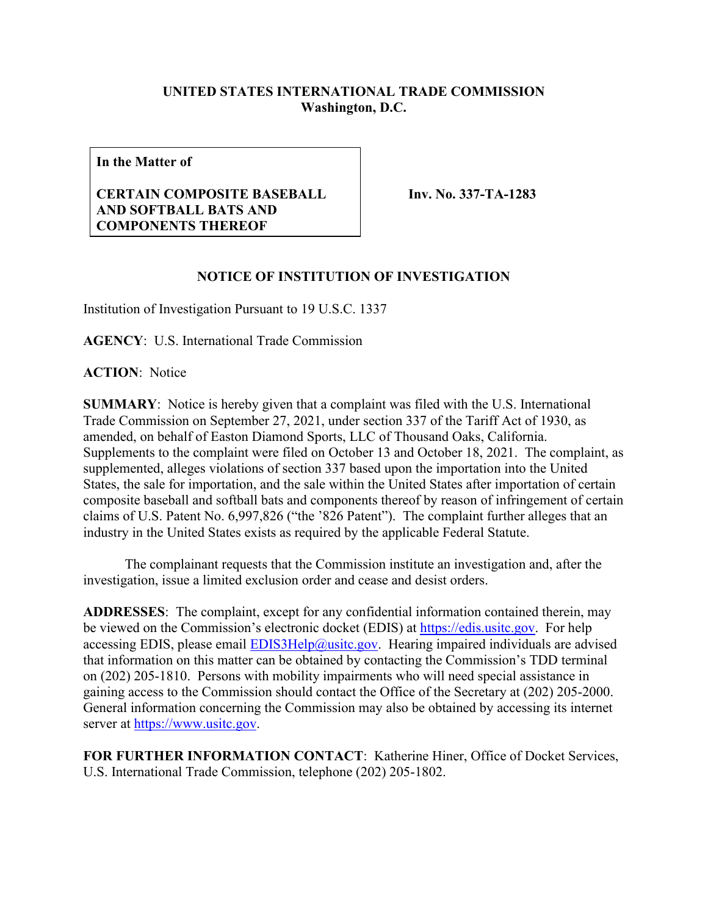**UNITED STATES INTERNATIONAL TRADE COMMISSION**
**Washington, D.C.**

| **In the Matter of** <br><br> **CERTAIN COMPOSITE BASEBALL AND SOFTBALL BATS AND COMPONENTS THEREOF** | **Inv. No. 337-TA-1283** |
|---|---|

## NOTICE OF INSTITUTION OF INVESTIGATION

Institution of Investigation Pursuant to 19 U.S.C. 1337

**AGENCY**: U.S. International Trade Commission

**ACTION**: Notice

**SUMMARY**: Notice is hereby given that a complaint was filed with the U.S. International Trade Commission on September 27, 2021, under section 337 of the Tariff Act of 1930, as amended, on behalf of Easton Diamond Sports, LLC of Thousand Oaks, California. Supplements to the complaint were filed on October 13 and October 18, 2021. The complaint, as supplemented, alleges violations of section 337 based upon the importation into the United States, the sale for importation, and the sale within the United States after importation of certain composite baseball and softball bats and components thereof by reason of infringement of certain claims of U.S. Patent No. 6,997,826 ("the '826 Patent"). The complaint further alleges that an industry in the United States exists as required by the applicable Federal Statute.

The complainant requests that the Commission institute an investigation and, after the investigation, issue a limited exclusion order and cease and desist orders.

**ADDRESSES**: The complaint, except for any confidential information contained therein, may be viewed on the Commission's electronic docket (EDIS) at https://edis.usitc.gov. For help accessing EDIS, please email EDIS3Help@usitc.gov. Hearing impaired individuals are advised that information on this matter can be obtained by contacting the Commission's TDD terminal on (202) 205-1810. Persons with mobility impairments who will need special assistance in gaining access to the Commission should contact the Office of the Secretary at (202) 205-2000. General information concerning the Commission may also be obtained by accessing its internet server at https://www.usitc.gov.

**FOR FURTHER INFORMATION CONTACT**: Katherine Hiner, Office of Docket Services, U.S. International Trade Commission, telephone (202) 205-1802.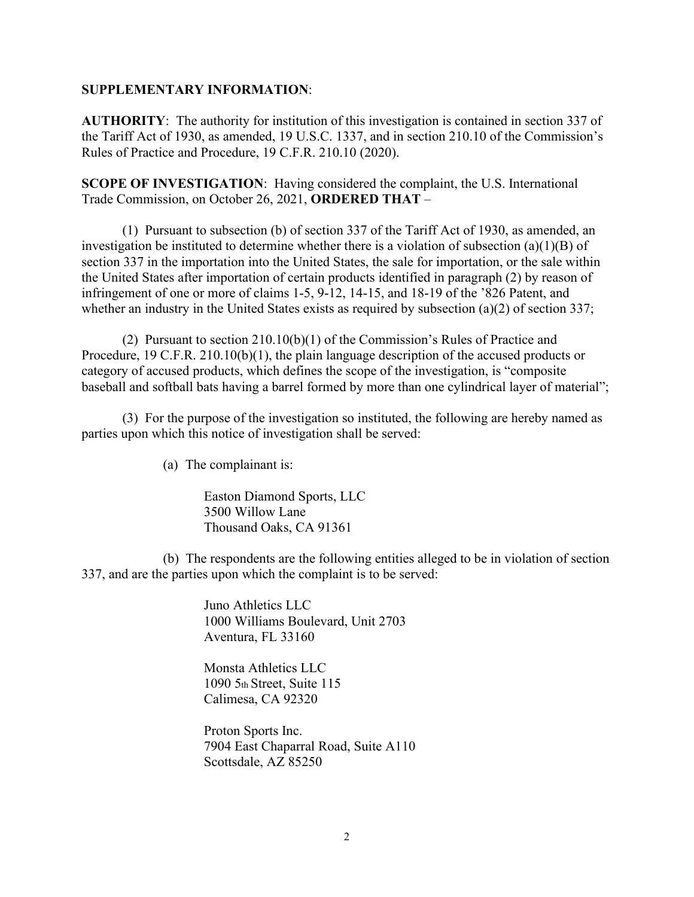**SUPPLEMENTARY INFORMATION**:

**AUTHORITY**: The authority for institution of this investigation is contained in section 337 of the Tariff Act of 1930, as amended, 19 U.S.C. 1337, and in section 210.10 of the Commission's Rules of Practice and Procedure, 19 C.F.R. 210.10 (2020).

**SCOPE OF INVESTIGATION**: Having considered the complaint, the U.S. International Trade Commission, on October 26, 2021, **ORDERED THAT** –

(1) Pursuant to subsection (b) of section 337 of the Tariff Act of 1930, as amended, an investigation be instituted to determine whether there is a violation of subsection (a)(1)(B) of section 337 in the importation into the United States, the sale for importation, or the sale within the United States after importation of certain products identified in paragraph (2) by reason of infringement of one or more of claims 1-5, 9-12, 14-15, and 18-19 of the '826 Patent, and whether an industry in the United States exists as required by subsection (a)(2) of section 337;

(2) Pursuant to section 210.10(b)(1) of the Commission's Rules of Practice and Procedure, 19 C.F.R. 210.10(b)(1), the plain language description of the accused products or category of accused products, which defines the scope of the investigation, is "composite baseball and softball bats having a barrel formed by more than one cylindrical layer of material";

(3) For the purpose of the investigation so instituted, the following are hereby named as parties upon which this notice of investigation shall be served:

(a) The complainant is:

Easton Diamond Sports, LLC
3500 Willow Lane
Thousand Oaks, CA 91361

(b) The respondents are the following entities alleged to be in violation of section 337, and are the parties upon which the complaint is to be served:

Juno Athletics LLC
1000 Williams Boulevard, Unit 2703
Aventura, FL 33160

Monsta Athletics LLC
1090 5th Street, Suite 115
Calimesa, CA 92320

Proton Sports Inc.
7904 East Chaparral Road, Suite A110
Scottsdale, AZ 85250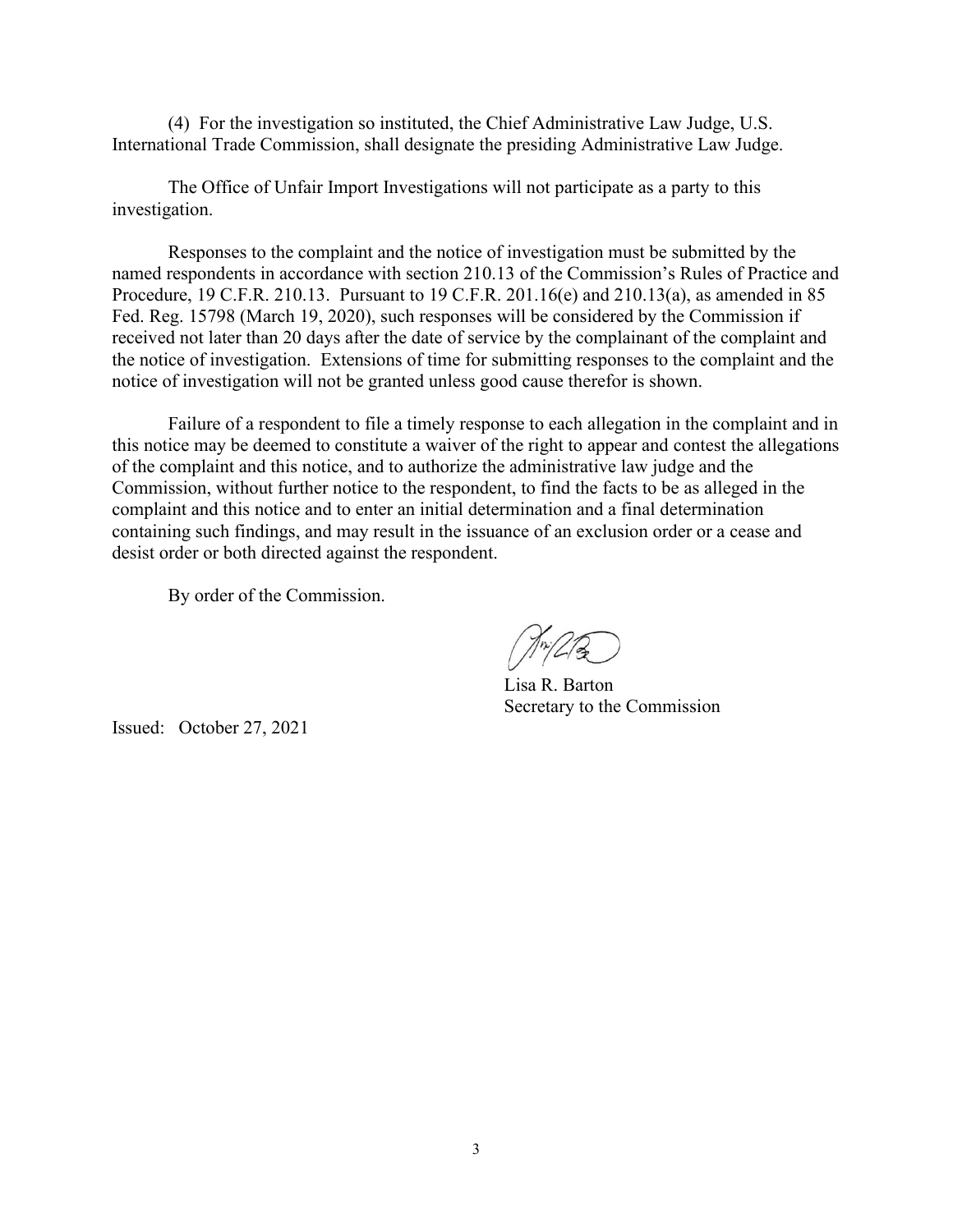(4) For the investigation so instituted, the Chief Administrative Law Judge, U.S. International Trade Commission, shall designate the presiding Administrative Law Judge.

The Office of Unfair Import Investigations will not participate as a party to this investigation.

Responses to the complaint and the notice of investigation must be submitted by the named respondents in accordance with section 210.13 of the Commission's Rules of Practice and Procedure, 19 C.F.R. 210.13. Pursuant to 19 C.F.R. 201.16(e) and 210.13(a), as amended in 85 Fed. Reg. 15798 (March 19, 2020), such responses will be considered by the Commission if received not later than 20 days after the date of service by the complainant of the complaint and the notice of investigation. Extensions of time for submitting responses to the complaint and the notice of investigation will not be granted unless good cause therefor is shown.

Failure of a respondent to file a timely response to each allegation in the complaint and in this notice may be deemed to constitute a waiver of the right to appear and contest the allegations of the complaint and this notice, and to authorize the administrative law judge and the Commission, without further notice to the respondent, to find the facts to be as alleged in the complaint and this notice and to enter an initial determination and a final determination containing such findings, and may result in the issuance of an exclusion order or a cease and desist order or both directed against the respondent.

By order of the Commission.

Lisa R. Barton
Secretary to the Commission

Issued: October 27, 2021